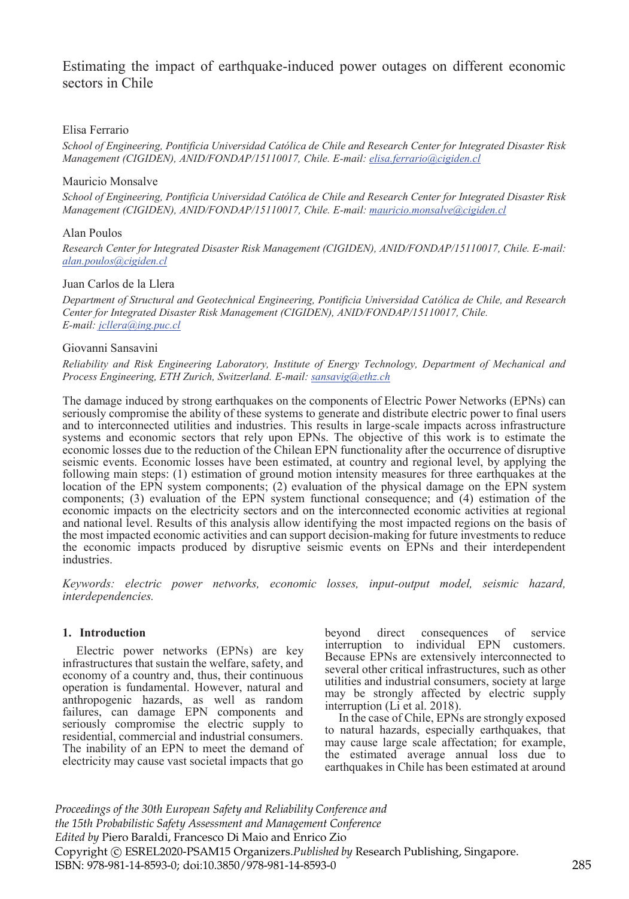# Estimating the impact of earthquake-induced power outages on different economic sectors in Chile

Elisa Ferrario

*School of Engineering, Pontificia Universidad Católica de Chile and Research Center for Integrated Disaster Risk Management (CIGIDEN), ANID/FONDAP/15110017, Chile. E-mail: elisa.ferrario@cigiden.cl*

Mauricio Monsalve

*School of Engineering, Pontificia Universidad Católica de Chile and Research Center for Integrated Disaster Risk Management (CIGIDEN), ANID/FONDAP/15110017, Chile. E-mail: mauricio.monsalve@cigiden.cl*

Alan Poulos

*Research Center for Integrated Disaster Risk Management (CIGIDEN), ANID/FONDAP/15110017, Chile. E-mail: alan.poulos@cigiden.cl*

Juan Carlos de la Llera

*Department of Structural and Geotechnical Engineering, Pontificia Universidad Católica de Chile, and Research Center for Integrated Disaster Risk Management (CIGIDEN), ANID/FONDAP/15110017, Chile. E-mail: jcllera@ing.puc.cl*

Giovanni Sansavini

*Reliability and Risk Engineering Laboratory, Institute of Energy Technology, Department of Mechanical and Process Engineering, ETH Zurich, Switzerland. E-mail: sansavig@ethz.ch*

The damage induced by strong earthquakes on the components of Electric Power Networks (EPNs) can seriously compromise the ability of these systems to generate and distribute electric power to final users and to interconnected utilities and industries. This results in large-scale impacts across infrastructure systems and economic sectors that rely upon EPNs. The objective of this work is to estimate the economic losses due to the reduction of the Chilean EPN functionality after the occurrence of disruptive seismic events. Economic losses have been estimated, at country and regional level, by applying the following main steps: (1) estimation of ground motion intensity measures for three earthquakes at the location of the EPN system components; (2) evaluation of the physical damage on the EPN system components; (3) evaluation of the EPN system functional consequence; and (4) estimation of the economic impacts on the electricity sectors and on the interconnected economic activities at regional and national level. Results of this analysis allow identifying the most impacted regions on the basis of the most impacted economic activities and can support decision-making for future investments to reduce the economic impacts produced by disruptive seismic events on EPNs and their interdependent industries.

*Keywords: electric power networks, economic losses, input-output model, seismic hazard, interdependencies.*

## 1. Introduction

Electric power networks (EPNs) are key infrastructures that sustain the welfare, safety, and economy of a country and, thus, their continuous operation is fundamental. However, natural and anthropogenic hazards, as well as random failures, can damage EPN components and seriously compromise the electric supply to residential, commercial and industrial consumers. The inability of an EPN to meet the demand of electricity may cause vast societal impacts that go beyond direct consequences of service interruption to individual EPN customers. Because EPNs are extensively interconnected to several other critical infrastructures, such as other utilities and industrial consumers, society at large may be strongly affected by electric supply interruption (Li et al. 2018).

In the case of Chile, EPNs are strongly exposed to natural hazards, especially earthquakes, that may cause large scale affectation; for example, the estimated average annual loss due to earthquakes in Chile has been estimated at around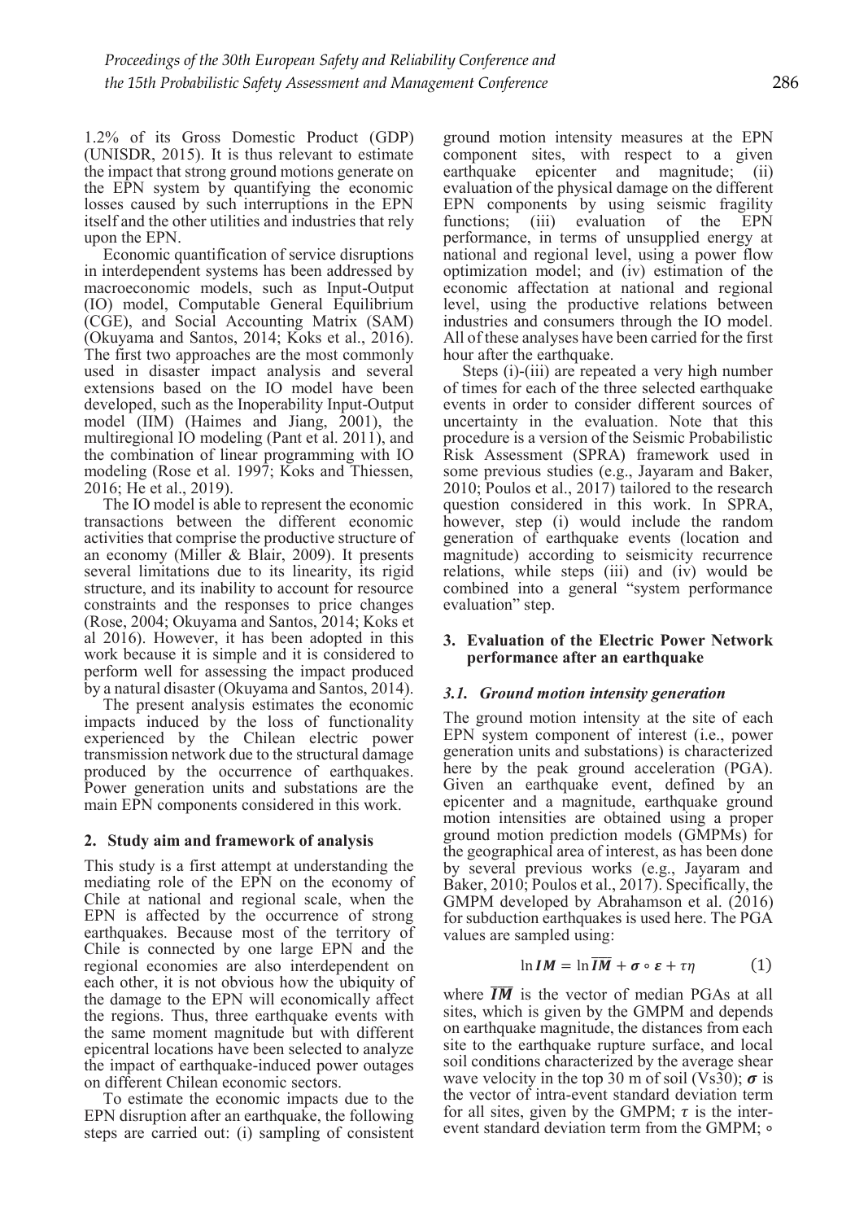1.2% of its Gross Domestic Product (GDP) (UNISDR, 2015). It is thus relevant to estimate the impact that strong ground motions generate on the EPN system by quantifying the economic losses caused by such interruptions in the EPN itself and the other utilities and industries that rely upon the EPN.

Economic quantification of service disruptions in interdependent systems has been addressed by macroeconomic models, such as Input-Output (IO) model, Computable General Equilibrium (CGE), and Social Accounting Matrix (SAM) (Okuyama and Santos, 2014; Koks et al., 2016). The first two approaches are the most commonly used in disaster impact analysis and several extensions based on the IO model have been developed, such as the Inoperability Input-Output model (IIM) (Haimes and Jiang, 2001), the multiregional IO modeling (Pant et al. 2011), and the combination of linear programming with IO modeling (Rose et al. 1997; Koks and Thiessen, 2016; He et al., 2019).

The IO model is able to represent the economic transactions between the different economic activities that comprise the productive structure of an economy (Miller & Blair, 2009). It presents several limitations due to its linearity, its rigid structure, and its inability to account for resource constraints and the responses to price changes (Rose, 2004; Okuyama and Santos, 2014; Koks et al 2016). However, it has been adopted in this work because it is simple and it is considered to perform well for assessing the impact produced by a natural disaster (Okuyama and Santos, 2014).

The present analysis estimates the economic impacts induced by the loss of functionality experienced by the Chilean electric power transmission network due to the structural damage produced by the occurrence of earthquakes. Power generation units and substations are the main EPN components considered in this work.

## 2. Study aim and framework of analysis

This study is a first attempt at understanding the mediating role of the EPN on the economy of Chile at national and regional scale, when the EPN is affected by the occurrence of strong earthquakes. Because most of the territory of Chile is connected by one large EPN and the regional economies are also interdependent on each other, it is not obvious how the ubiquity of the damage to the EPN will economically affect the regions. Thus, three earthquake events with the same moment magnitude but with different epicentral locations have been selected to analyze the impact of earthquake-induced power outages on different Chilean economic sectors.

To estimate the economic impacts due to the EPN disruption after an earthquake, the following steps are carried out: (i) sampling of consistent ground motion intensity measures at the EPN component sites, with respect to a given earthquake epicenter and magnitude; (ii) evaluation of the physical damage on the different EPN components by using seismic fragility functions; (iii) evaluation of the EPN performance, in terms of unsupplied energy at national and regional level, using a power flow optimization model; and (iv) estimation of the economic affectation at national and regional level, using the productive relations between industries and consumers through the IO model. All of these analyses have been carried for the first hour after the earthquake.

Steps (i)-(iii) are repeated a very high number of times for each of the three selected earthquake events in order to consider different sources of uncertainty in the evaluation. Note that this procedure is a version of the Seismic Probabilistic Risk Assessment (SPRA) framework used in some previous studies (e.g., Jayaram and Baker, 2010; Poulos et al., 2017) tailored to the research question considered in this work. In SPRA, however, step (i) would include the random generation of earthquake events (location and magnitude) according to seismicity recurrence relations, while steps (iii) and (iv) would be combined into a general "system performance evaluation" step.

## 3. Evaluation of the Electric Power Network performance after an earthquake

### *3.1. Ground motion intensity generation*

The ground motion intensity at the site of each EPN system component of interest (i.e., power generation units and substations) is characterized here by the peak ground acceleration (PGA). Given an earthquake event, defined by an epicenter and a magnitude, earthquake ground motion intensities are obtained using a proper ground motion prediction models (GMPMs) for the geographical area of interest, as has been done by several previous works (e.g., Jayaram and Baker, 2010; Poulos et al., 2017). Specifically, the GMPM developed by Abrahamson et al. (2016) for subduction earthquakes is used here. The PGA values are sampled using:

$$\ln \boldsymbol{IM} = \ln \overline{\boldsymbol{IM}} + \boldsymbol{\sigma} \circ \boldsymbol{\varepsilon} + \tau\eta \qquad (1)$$

where $\overline{\boldsymbol{IM}}$ is the vector of median PGAs at all sites, which is given by the GMPM and depends on earthquake magnitude, the distances from each site to the earthquake rupture surface, and local soil conditions characterized by the average shear wave velocity in the top 30 m of soil (Vs30); $\boldsymbol{\sigma}$ is the vector of intra-event standard deviation term for all sites, given by the GMPM; $\tau$ is the inter-event standard deviation term from the GMPM; $\circ$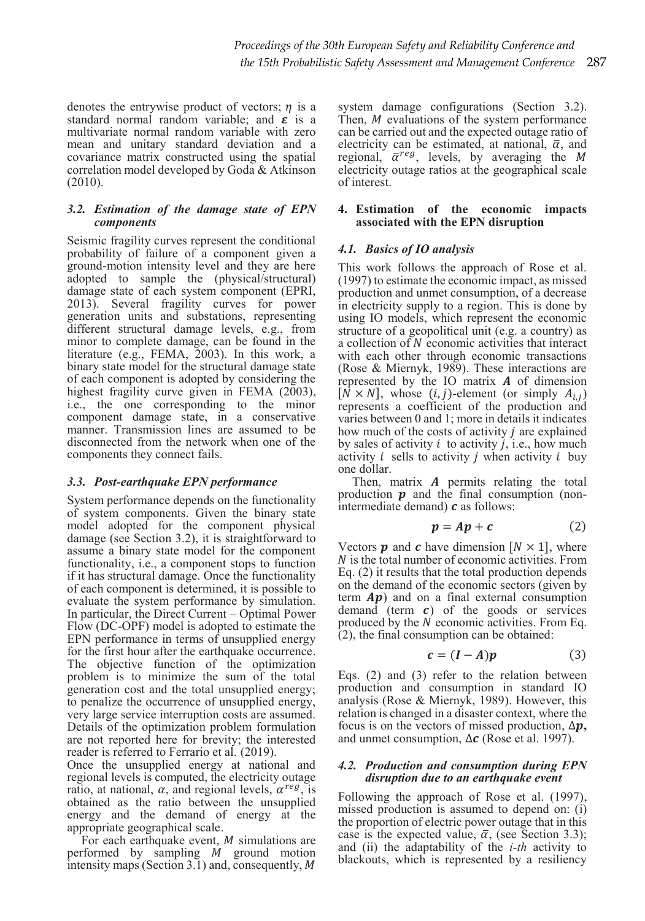denotes the entrywise product of vectors; $\eta$ is a standard normal random variable; and $\boldsymbol{\varepsilon}$ is a multivariate normal random variable with zero mean and unitary standard deviation and a covariance matrix constructed using the spatial correlation model developed by Goda & Atkinson (2010).

### *3.2. Estimation of the damage state of EPN components*

Seismic fragility curves represent the conditional probability of failure of a component given a ground-motion intensity level and they are here adopted to sample the (physical/structural) damage state of each system component (EPRI, 2013). Several fragility curves for power generation units and substations, representing different structural damage levels, e.g., from minor to complete damage, can be found in the literature (e.g., FEMA, 2003). In this work, a binary state model for the structural damage state of each component is adopted by considering the highest fragility curve given in FEMA (2003), i.e., the one corresponding to the minor component damage state, in a conservative manner. Transmission lines are assumed to be disconnected from the network when one of the components they connect fails.

### *3.3. Post-earthquake EPN performance*

System performance depends on the functionality of system components. Given the binary state model adopted for the component physical damage (see Section 3.2), it is straightforward to assume a binary state model for the component functionality, i.e., a component stops to function if it has structural damage. Once the functionality of each component is determined, it is possible to evaluate the system performance by simulation. In particular, the Direct Current – Optimal Power Flow (DC-OPF) model is adopted to estimate the EPN performance in terms of unsupplied energy for the first hour after the earthquake occurrence. The objective function of the optimization problem is to minimize the sum of the total generation cost and the total unsupplied energy; to penalize the occurrence of unsupplied energy, very large service interruption costs are assumed. Details of the optimization problem formulation are not reported here for brevity; the interested reader is referred to Ferrario et al. (2019).

Once the unsupplied energy at national and regional levels is computed, the electricity outage ratio, at national, $\alpha$, and regional levels, $\alpha^{reg}$, is obtained as the ratio between the unsupplied energy and the demand of energy at the appropriate geographical scale.

For each earthquake event, $M$ simulations are performed by sampling $M$ ground motion intensity maps (Section 3.1) and, consequently, $M$ system damage configurations (Section 3.2). Then, $M$ evaluations of the system performance can be carried out and the expected outage ratio of electricity can be estimated, at national, $\bar{\alpha}$, and regional, $\bar{\alpha}^{reg}$, levels, by averaging the $M$ electricity outage ratios at the geographical scale of interest.

## 4. Estimation of the economic impacts associated with the EPN disruption

### *4.1. Basics of IO analysis*

This work follows the approach of Rose et al. (1997) to estimate the economic impact, as missed production and unmet consumption, of a decrease in electricity supply to a region. This is done by using IO models, which represent the economic structure of a geopolitical unit (e.g. a country) as a collection of $N$ economic activities that interact with each other through economic transactions (Rose & Miernyk, 1989). These interactions are represented by the IO matrix $\boldsymbol{A}$ of dimension $[N \times N]$, whose $(i, j)$-element (or simply $A_{i,j}$) represents a coefficient of the production and varies between 0 and 1; more in details it indicates how much of the costs of activity $j$ are explained by sales of activity $i$ to activity $j$, i.e., how much activity $i$ sells to activity $j$ when activity $i$ buy one dollar.

Then, matrix $\boldsymbol{A}$ permits relating the total production $\boldsymbol{p}$ and the final consumption (non-intermediate demand) $\boldsymbol{c}$ as follows:

$$\boldsymbol{p} = \boldsymbol{A}\boldsymbol{p} + \boldsymbol{c} \tag{2}$$

Vectors $\boldsymbol{p}$ and $\boldsymbol{c}$ have dimension $[N \times 1]$, where $N$ is the total number of economic activities. From Eq. (2) it results that the total production depends on the demand of the economic sectors (given by term $\boldsymbol{A}\boldsymbol{p}$) and on a final external consumption demand (term $\boldsymbol{c}$) of the goods or services produced by the $N$ economic activities. From Eq. (2), the final consumption can be obtained:

$$\boldsymbol{c} = (\boldsymbol{I} - \boldsymbol{A})\boldsymbol{p} \tag{3}$$

Eqs. (2) and (3) refer to the relation between production and consumption in standard IO analysis (Rose & Miernyk, 1989). However, this relation is changed in a disaster context, where the focus is on the vectors of missed production, $\Delta\boldsymbol{p}$, and unmet consumption, $\Delta\boldsymbol{c}$ (Rose et al. 1997).

### *4.2. Production and consumption during EPN disruption due to an earthquake event*

Following the approach of Rose et al. (1997), missed production is assumed to depend on: (i) the proportion of electric power outage that in this case is the expected value, $\bar{\alpha}$, (see Section 3.3); and (ii) the adaptability of the *i-th* activity to blackouts, which is represented by a resiliency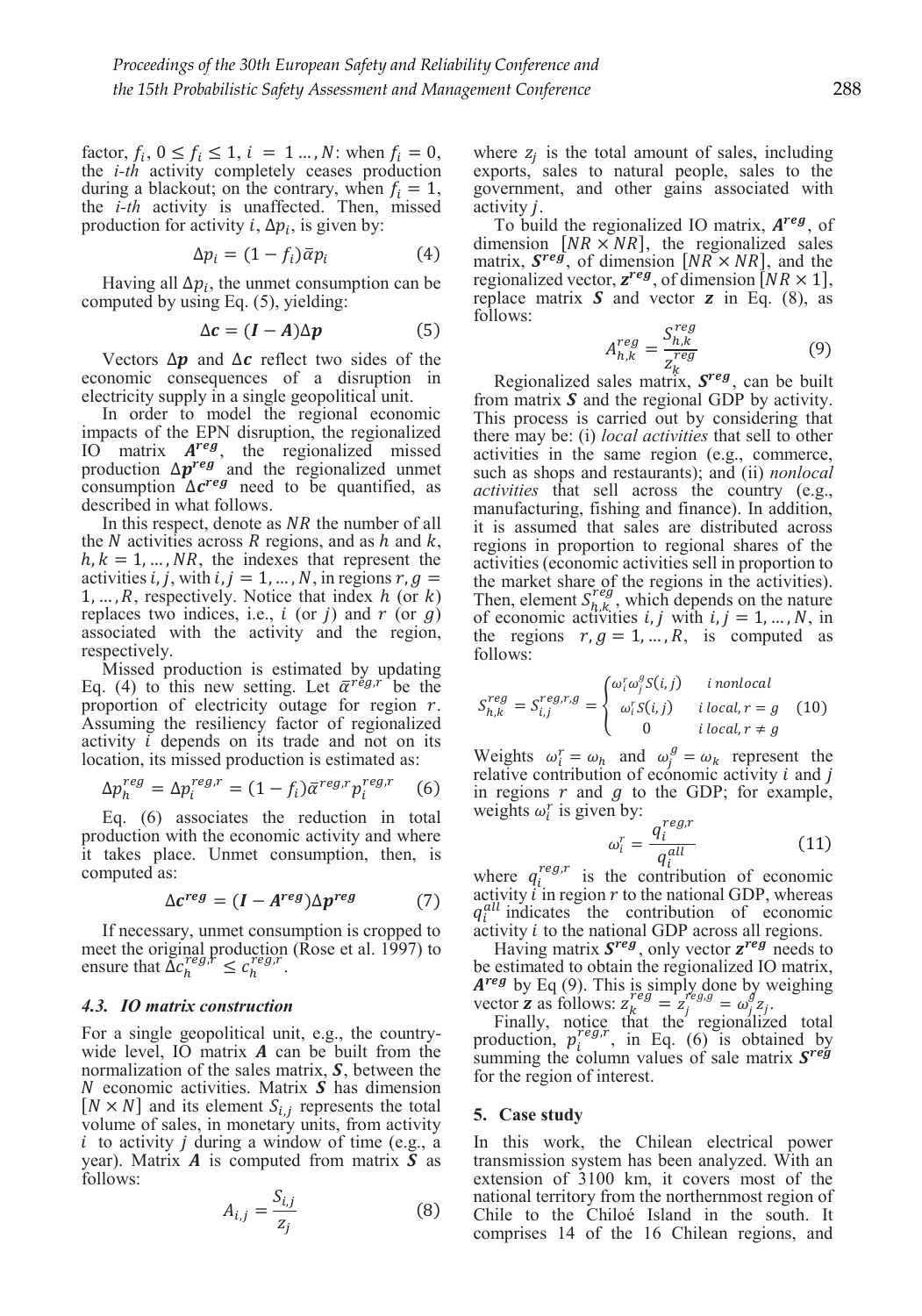factor, $f_i$, $0 \leq f_i \leq 1$, $i = 1 \dots, N$: when $f_i = 0$, the *i-th* activity completely ceases production during a blackout; on the contrary, when $f_i = 1$, the *i-th* activity is unaffected. Then, missed production for activity $i$, $\Delta p_i$, is given by:

$$\Delta p_i = (1 - f_i)\bar{\alpha} p_i \tag{4}$$

Having all $\Delta p_i$, the unmet consumption can be computed by using Eq. (5), yielding:

$$\Delta \boldsymbol{c} = (\boldsymbol{I} - \boldsymbol{A})\Delta \boldsymbol{p} \tag{5}$$

Vectors $\Delta \boldsymbol{p}$ and $\Delta \boldsymbol{c}$ reflect two sides of the economic consequences of a disruption in electricity supply in a single geopolitical unit.

In order to model the regional economic impacts of the EPN disruption, the regionalized IO matrix $\boldsymbol{A^{reg}}$, the regionalized missed production $\Delta \boldsymbol{p^{reg}}$ and the regionalized unmet consumption $\Delta \boldsymbol{c^{reg}}$ need to be quantified, as described in what follows.

In this respect, denote as $NR$ the number of all the $N$ activities across $R$ regions, and as $h$ and $k$, $h, k = 1, \dots, NR$, the indexes that represent the activities $i, j$, with $i, j = 1, \dots, N$, in regions $r, g = 1, \dots, R$, respectively. Notice that index $h$ (or $k$) replaces two indices, i.e., $i$ (or $j$) and $r$ (or $g$) associated with the activity and the region, respectively.

Missed production is estimated by updating Eq. (4) to this new setting. Let $\bar{\alpha}^{reg,r}$ be the proportion of electricity outage for region $r$. Assuming the resiliency factor of regionalized activity $i$ depends on its trade and not on its location, its missed production is estimated as:

$$\Delta p_h^{reg} = \Delta p_i^{reg,r} = (1 - f_i)\bar{\alpha}^{reg,r} p_i^{reg,r} \tag{6}$$

Eq. (6) associates the reduction in total production with the economic activity and where it takes place. Unmet consumption, then, is computed as:

$$\Delta \boldsymbol{c^{reg}} = (\boldsymbol{I} - \boldsymbol{A^{reg}})\Delta \boldsymbol{p^{reg}} \tag{7}$$

If necessary, unmet consumption is cropped to meet the original production (Rose et al. 1997) to ensure that $\Delta c_h^{reg,r} \leq c_h^{reg,r}$.

### 4.3. IO matrix construction

For a single geopolitical unit, e.g., the country-wide level, IO matrix $\boldsymbol{A}$ can be built from the normalization of the sales matrix, $\boldsymbol{S}$, between the $N$ economic activities. Matrix $\boldsymbol{S}$ has dimension $[N \times N]$ and its element $S_{i,j}$ represents the total volume of sales, in monetary units, from activity $i$ to activity $j$ during a window of time (e.g., a year). Matrix $\boldsymbol{A}$ is computed from matrix $\boldsymbol{S}$ as follows:

$$A_{i,j} = \frac{S_{i,j}}{z_j} \tag{8}$$

where $z_j$ is the total amount of sales, including exports, sales to natural people, sales to the government, and other gains associated with activity $j$.

To build the regionalized IO matrix, $\boldsymbol{A^{reg}}$, of dimension $[NR \times NR]$, the regionalized sales matrix, $\boldsymbol{S^{reg}}$, of dimension $[NR \times NR]$, and the regionalized vector, $\boldsymbol{z^{reg}}$, of dimension $[NR \times 1]$, replace matrix $\boldsymbol{S}$ and vector $\boldsymbol{z}$ in Eq. (8), as follows:

$$A_{h,k}^{reg} = \frac{S_{h,k}^{reg}}{z_k^{reg}} \tag{9}$$

Regionalized sales matrix, $\boldsymbol{S^{reg}}$, can be built from matrix $\boldsymbol{S}$ and the regional GDP by activity. This process is carried out by considering that there may be: (i) *local activities* that sell to other activities in the same region (e.g., commerce, such as shops and restaurants); and (ii) *nonlocal activities* that sell across the country (e.g., manufacturing, fishing and finance). In addition, it is assumed that sales are distributed across regions in proportion to regional shares of the activities (economic activities sell in proportion to the market share of the regions in the activities). Then, element $S_{h,k}^{reg}$, which depends on the nature of economic activities $i, j$ with $i, j = 1, \dots, N$, in the regions $r, g = 1, \dots, R$, is computed as follows:

$$S_{h,k}^{reg} = S_{i,j}^{reg,r,g} = \begin{cases} \omega_i^r \omega_j^g S(i,j) & i \text{ nonlocal} \\ \omega_i^r S(i,j) & i \text{ local}, r = g \\ 0 & i \text{ local}, r \neq g \end{cases} \tag{10}$$

Weights $\omega_i^r = \omega_h$ and $\omega_j^g = \omega_k$ represent the relative contribution of economic activity $i$ and $j$ in regions $r$ and $g$ to the GDP; for example, weights $\omega_i^r$ is given by:

$$\omega_i^r = \frac{q_i^{reg,r}}{q_i^{all}} \tag{11}$$

where $q_i^{reg,r}$ is the contribution of economic activity $i$ in region $r$ to the national GDP, whereas $q_i^{all}$ indicates the contribution of economic activity $i$ to the national GDP across all regions.

Having matrix $\boldsymbol{S^{reg}}$, only vector $\boldsymbol{z^{reg}}$ needs to be estimated to obtain the regionalized IO matrix, $\boldsymbol{A^{reg}}$ by Eq (9). This is simply done by weighing vector $\boldsymbol{z}$ as follows: $z_k^{reg} = z_j^{reg,g} = \omega_j^g z_j$.

Finally, notice that the regionalized total production, $p_i^{reg,r}$, in Eq. (6) is obtained by summing the column values of sale matrix $\boldsymbol{S^{reg}}$ for the region of interest.

## 5. Case study

In this work, the Chilean electrical power transmission system has been analyzed. With an extension of 3100 km, it covers most of the national territory from the northernmost region of Chile to the Chiloé Island in the south. It comprises 14 of the 16 Chilean regions, and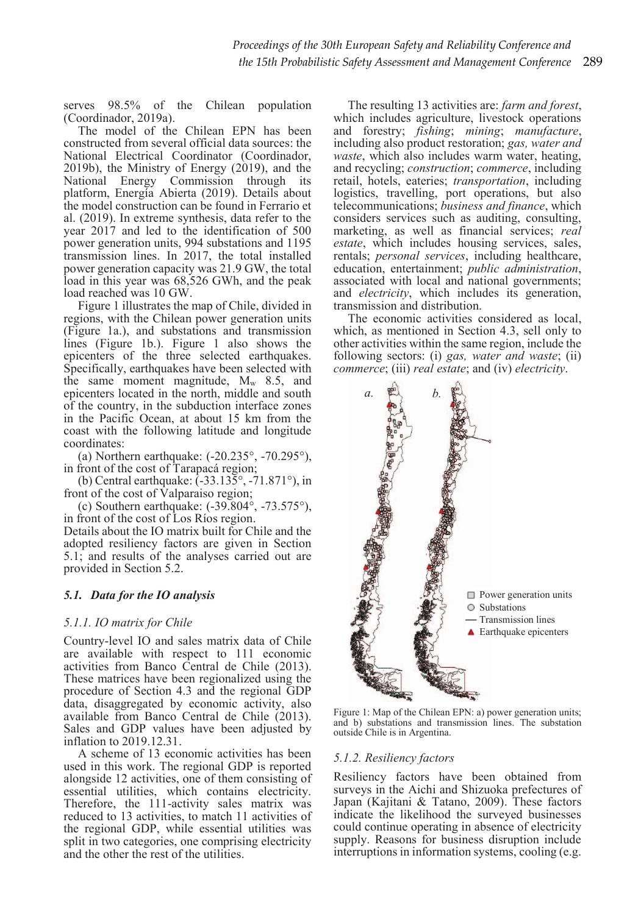serves 98.5% of the Chilean population (Coordinador, 2019a).

The model of the Chilean EPN has been constructed from several official data sources: the National Electrical Coordinator (Coordinador, 2019b), the Ministry of Energy (2019), and the National Energy Commission through its platform, Energía Abierta (2019). Details about the model construction can be found in Ferrario et al. (2019). In extreme synthesis, data refer to the year 2017 and led to the identification of 500 power generation units, 994 substations and 1195 transmission lines. In 2017, the total installed power generation capacity was 21.9 GW, the total load in this year was 68,526 GWh, and the peak load reached was 10 GW.

Figure 1 illustrates the map of Chile, divided in regions, with the Chilean power generation units (Figure 1a.), and substations and transmission lines (Figure 1b.). Figure 1 also shows the epicenters of the three selected earthquakes. Specifically, earthquakes have been selected with the same moment magnitude, $M_w$ 8.5, and epicenters located in the north, middle and south of the country, in the subduction interface zones in the Pacific Ocean, at about 15 km from the coast with the following latitude and longitude coordinates:

(a) Northern earthquake: (-20.235°, -70.295°), in front of the cost of Tarapacá region;

(b) Central earthquake: (-33.135°, -71.871°), in front of the cost of Valparaiso region;

(c) Southern earthquake: (-39.804°, -73.575°), in front of the cost of Los Ríos region.

Details about the IO matrix built for Chile and the adopted resiliency factors are given in Section 5.1; and results of the analyses carried out are provided in Section 5.2.

### *5.1. Data for the IO analysis*

#### *5.1.1. IO matrix for Chile*

Country-level IO and sales matrix data of Chile are available with respect to 111 economic activities from Banco Central de Chile (2013). These matrices have been regionalized using the procedure of Section 4.3 and the regional GDP data, disaggregated by economic activity, also available from Banco Central de Chile (2013). Sales and GDP values have been adjusted by inflation to 2019.12.31.

A scheme of 13 economic activities has been used in this work. The regional GDP is reported alongside 12 activities, one of them consisting of essential utilities, which contains electricity. Therefore, the 111-activity sales matrix was reduced to 13 activities, to match 11 activities of the regional GDP, while essential utilities was split in two categories, one comprising electricity and the other the rest of the utilities.

The resulting 13 activities are: *farm and forest*, which includes agriculture, livestock operations and forestry; *fishing*; *mining*; *manufacture*, including also product restoration; *gas, water and waste*, which also includes warm water, heating, and recycling; *construction*; *commerce*, including retail, hotels, eateries; *transportation*, including logistics, travelling, port operations, but also telecommunications; *business and finance*, which considers services such as auditing, consulting, marketing, as well as financial services; *real estate*, which includes housing services, sales, rentals; *personal services*, including healthcare, education, entertainment; *public administration*, associated with local and national governments; and *electricity*, which includes its generation, transmission and distribution.

The economic activities considered as local, which, as mentioned in Section 4.3, sell only to other activities within the same region, include the following sectors: (i) *gas, water and waste*; (ii) *commerce*; (iii) *real estate*; and (iv) *electricity*.

Figure 1: Map of the Chilean EPN: a) power generation units; and b) substations and transmission lines. The substation outside Chile is in Argentina.

#### *5.1.2. Resiliency factors*

Resiliency factors have been obtained from surveys in the Aichi and Shizuoka prefectures of Japan (Kajitani & Tatano, 2009). These factors indicate the likelihood the surveyed businesses could continue operating in absence of electricity supply. Reasons for business disruption include interruptions in information systems, cooling (e.g.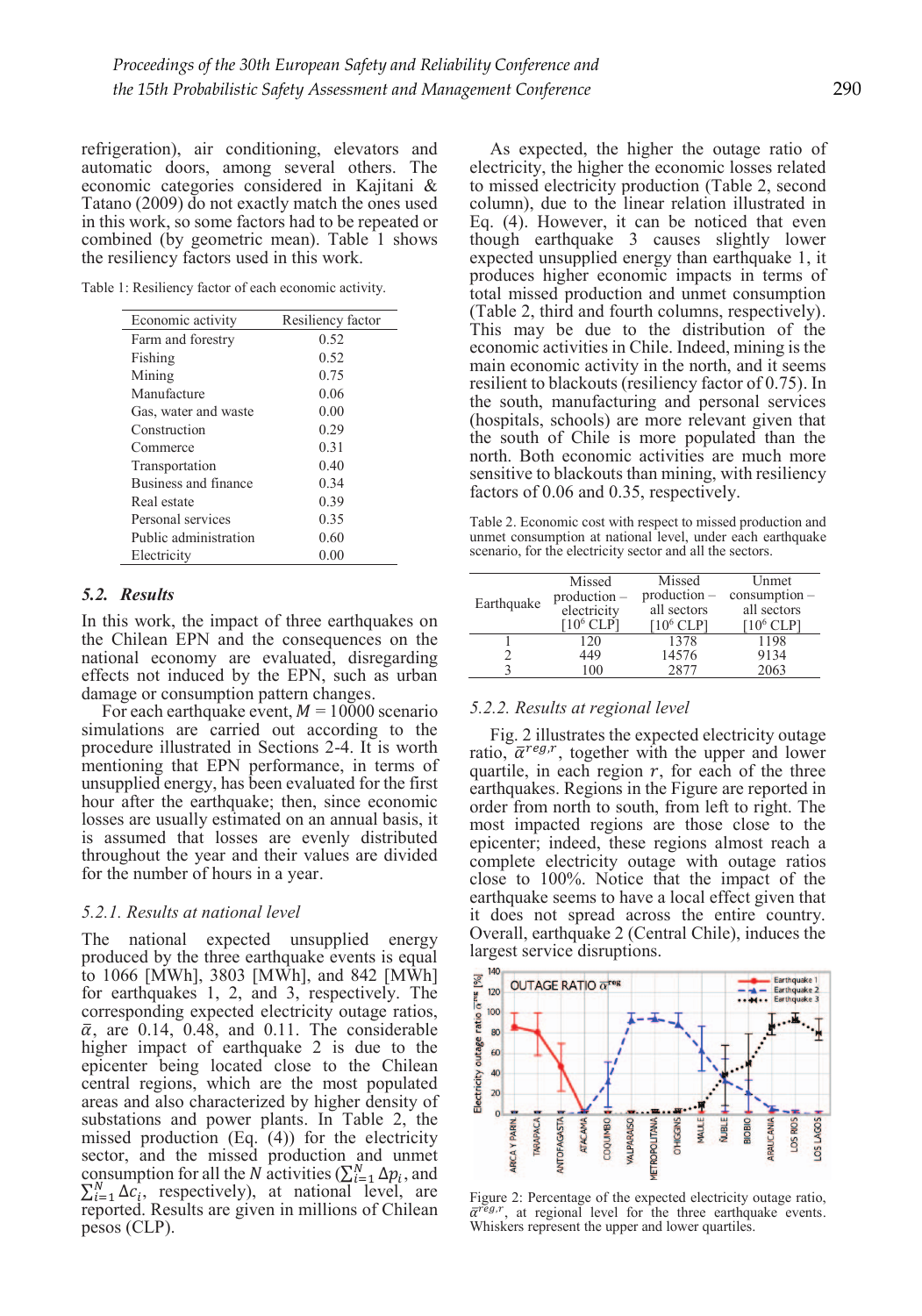refrigeration), air conditioning, elevators and automatic doors, among several others. The economic categories considered in Kajitani & Tatano (2009) do not exactly match the ones used in this work, so some factors had to be repeated or combined (by geometric mean). Table 1 shows the resiliency factors used in this work.

Table 1: Resiliency factor of each economic activity.

| Economic activity | Resiliency factor |
|---|---|
| Farm and forestry | 0.52 |
| Fishing | 0.52 |
| Mining | 0.75 |
| Manufacture | 0.06 |
| Gas, water and waste | 0.00 |
| Construction | 0.29 |
| Commerce | 0.31 |
| Transportation | 0.40 |
| Business and finance | 0.34 |
| Real estate | 0.39 |
| Personal services | 0.35 |
| Public administration | 0.60 |
| Electricity | 0.00 |

## 5.2. *Results*

In this work, the impact of three earthquakes on the Chilean EPN and the consequences on the national economy are evaluated, disregarding effects not induced by the EPN, such as urban damage or consumption pattern changes.

For each earthquake event, $M = 10000$ scenario simulations are carried out according to the procedure illustrated in Sections 2-4. It is worth mentioning that EPN performance, in terms of unsupplied energy, has been evaluated for the first hour after the earthquake; then, since economic losses are usually estimated on an annual basis, it is assumed that losses are evenly distributed throughout the year and their values are divided for the number of hours in a year.

### *5.2.1. Results at national level*

The national expected unsupplied energy produced by the three earthquake events is equal to 1066 [MWh], 3803 [MWh], and 842 [MWh] for earthquakes 1, 2, and 3, respectively. The corresponding expected electricity outage ratios, $\bar{\alpha}$, are 0.14, 0.48, and 0.11. The considerable higher impact of earthquake 2 is due to the epicenter being located close to the Chilean central regions, which are the most populated areas and also characterized by higher density of substations and power plants. In Table 2, the missed production (Eq. (4)) for the electricity sector, and the missed production and unmet consumption for all the $N$ activities ($\sum_{i=1}^{N} \Delta p_i$, and $\sum_{i=1}^{N} \Delta c_i$, respectively), at national level, are reported. Results are given in millions of Chilean pesos (CLP).

As expected, the higher the outage ratio of electricity, the higher the economic losses related to missed electricity production (Table 2, second column), due to the linear relation illustrated in Eq. (4). However, it can be noticed that even though earthquake 3 causes slightly lower expected unsupplied energy than earthquake 1, it produces higher economic impacts in terms of total missed production and unmet consumption (Table 2, third and fourth columns, respectively). This may be due to the distribution of the economic activities in Chile. Indeed, mining is the main economic activity in the north, and it seems resilient to blackouts (resiliency factor of 0.75). In the south, manufacturing and personal services (hospitals, schools) are more relevant given that the south of Chile is more populated than the north. Both economic activities are much more sensitive to blackouts than mining, with resiliency factors of 0.06 and 0.35, respectively.

Table 2. Economic cost with respect to missed production and unmet consumption at national level, under each earthquake scenario, for the electricity sector and all the sectors.

| Earthquake | Missed production – electricity [$10^6$ CLP] | Missed production – all sectors [$10^6$ CLP] | Unmet consumption – all sectors [$10^6$ CLP] |
|---|---|---|---|
| 1 | 120 | 1378 | 1198 |
| 2 | 449 | 14576 | 9134 |
| 3 | 100 | 2877 | 2063 |

### *5.2.2. Results at regional level*

Fig. 2 illustrates the expected electricity outage ratio, $\bar{\alpha}^{reg,r}$, together with the upper and lower quartile, in each region $r$, for each of the three earthquakes. Regions in the Figure are reported in order from north to south, from left to right. The most impacted regions are those close to the epicenter; indeed, these regions almost reach a complete electricity outage with outage ratios close to 100%. Notice that the impact of the earthquake seems to have a local effect given that it does not spread across the entire country. Overall, earthquake 2 (Central Chile), induces the largest service disruptions.

Figure 2: Percentage of the expected electricity outage ratio, $\bar{\alpha}^{reg,r}$, at regional level for the three earthquake events. Whiskers represent the upper and lower quartiles.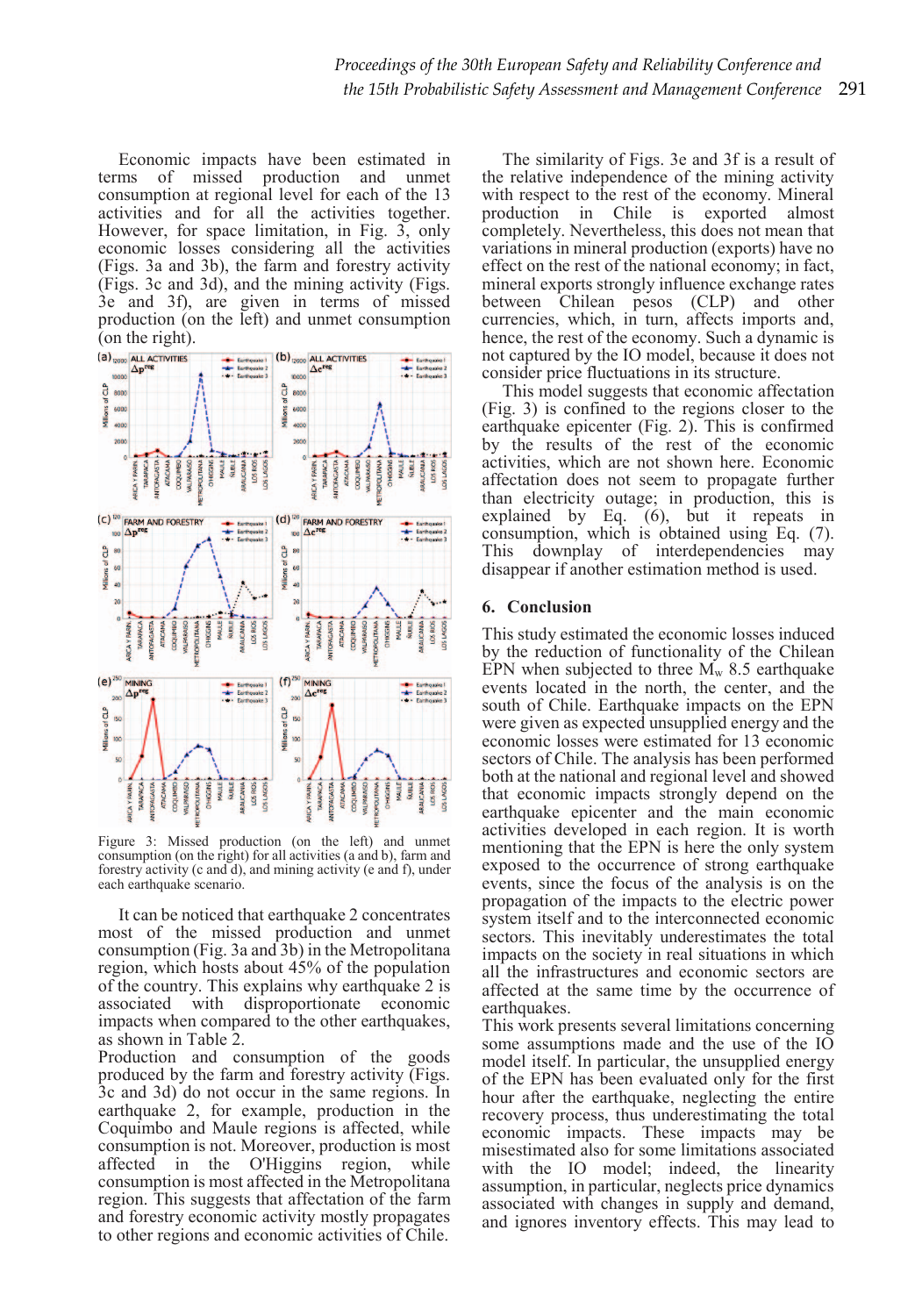Economic impacts have been estimated in terms of missed production and unmet consumption at regional level for each of the 13 activities and for all the activities together. However, for space limitation, in Fig. 3, only economic losses considering all the activities (Figs. 3a and 3b), the farm and forestry activity (Figs. 3c and 3d), and the mining activity (Figs. 3e and 3f), are given in terms of missed production (on the left) and unmet consumption (on the right).

Figure 3: Missed production (on the left) and unmet consumption (on the right) for all activities (a and b), farm and forestry activity (c and d), and mining activity (e and f), under each earthquake scenario.

It can be noticed that earthquake 2 concentrates most of the missed production and unmet consumption (Fig. 3a and 3b) in the Metropolitana region, which hosts about 45% of the population of the country. This explains why earthquake 2 is associated with disproportionate economic impacts when compared to the other earthquakes, as shown in Table 2.

Production and consumption of the goods produced by the farm and forestry activity (Figs. 3c and 3d) do not occur in the same regions. In earthquake 2, for example, production in the Coquimbo and Maule regions is affected, while consumption is not. Moreover, production is most affected in the O'Higgins region, while consumption is most affected in the Metropolitana region. This suggests that affectation of the farm and forestry economic activity mostly propagates to other regions and economic activities of Chile.

The similarity of Figs. 3e and 3f is a result of the relative independence of the mining activity with respect to the rest of the economy. Mineral production in Chile is exported almost completely. Nevertheless, this does not mean that variations in mineral production (exports) have no effect on the rest of the national economy; in fact, mineral exports strongly influence exchange rates between Chilean pesos (CLP) and other currencies, which, in turn, affects imports and, hence, the rest of the economy. Such a dynamic is not captured by the IO model, because it does not consider price fluctuations in its structure.

This model suggests that economic affectation (Fig. 3) is confined to the regions closer to the earthquake epicenter (Fig. 2). This is confirmed by the results of the rest of the economic activities, which are not shown here. Economic affectation does not seem to propagate further than electricity outage; in production, this is explained by Eq. (6), but it repeats in consumption, which is obtained using Eq. (7). This downplay of interdependencies may disappear if another estimation method is used.

## 6. Conclusion

This study estimated the economic losses induced by the reduction of functionality of the Chilean EPN when subjected to three $M_w$ 8.5 earthquake events located in the north, the center, and the south of Chile. Earthquake impacts on the EPN were given as expected unsupplied energy and the economic losses were estimated for 13 economic sectors of Chile. The analysis has been performed both at the national and regional level and showed that economic impacts strongly depend on the earthquake epicenter and the main economic activities developed in each region. It is worth mentioning that the EPN is here the only system exposed to the occurrence of strong earthquake events, since the focus of the analysis is on the propagation of the impacts to the electric power system itself and to the interconnected economic sectors. This inevitably underestimates the total impacts on the society in real situations in which all the infrastructures and economic sectors are affected at the same time by the occurrence of earthquakes.

This work presents several limitations concerning some assumptions made and the use of the IO model itself. In particular, the unsupplied energy of the EPN has been evaluated only for the first hour after the earthquake, neglecting the entire recovery process, thus underestimating the total economic impacts. These impacts may be misestimated also for some limitations associated with the IO model; indeed, the linearity assumption, in particular, neglects price dynamics associated with changes in supply and demand, and ignores inventory effects. This may lead to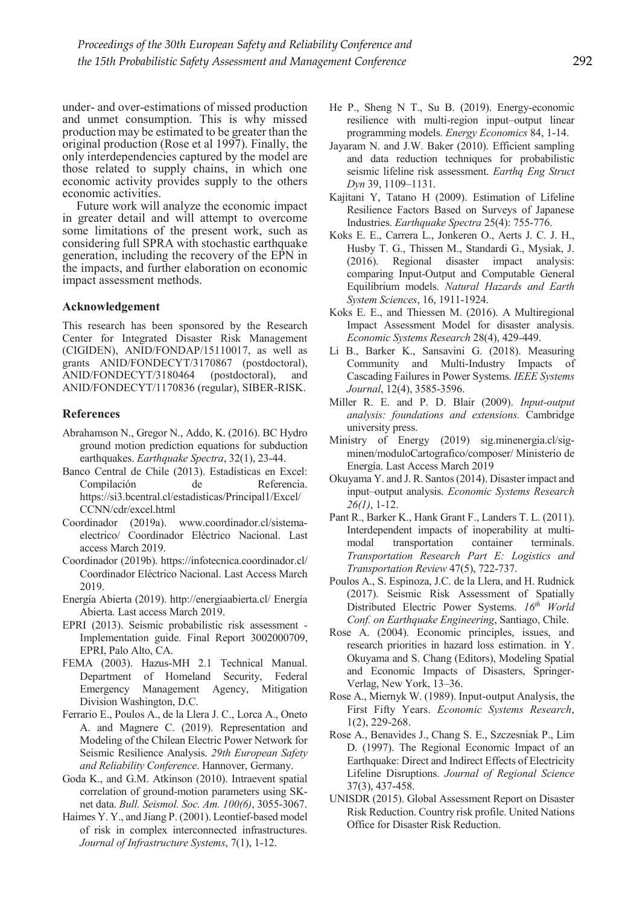under- and over-estimations of missed production and unmet consumption. This is why missed production may be estimated to be greater than the original production (Rose et al 1997). Finally, the only interdependencies captured by the model are those related to supply chains, in which one economic activity provides supply to the others economic activities.

Future work will analyze the economic impact in greater detail and will attempt to overcome some limitations of the present work, such as considering full SPRA with stochastic earthquake generation, including the recovery of the EPN in the impacts, and further elaboration on economic impact assessment methods.

### Acknowledgement

This research has been sponsored by the Research Center for Integrated Disaster Risk Management (CIGIDEN), ANID/FONDAP/15110017, as well as grants ANID/FONDECYT/3170867 (postdoctoral), ANID/FONDECYT/3180464 (postdoctoral), and ANID/FONDECYT/1170836 (regular), SIBER-RISK.

### References

Abrahamson N., Gregor N., Addo, K. (2016). BC Hydro ground motion prediction equations for subduction earthquakes. *Earthquake Spectra*, 32(1), 23-44.

Banco Central de Chile (2013). Estadísticas en Excel: Compilación de Referencia. https://si3.bcentral.cl/estadisticas/Principal1/Excel/CCNN/cdr/excel.html

Coordinador (2019a). www.coordinador.cl/sistema-electrico/ Coordinador Eléctrico Nacional. Last access March 2019.

Coordinador (2019b). https://infotecnica.coordinador.cl/ Coordinador Eléctrico Nacional. Last Access March 2019.

Energía Abierta (2019). http://energiaabierta.cl/ Energía Abierta. Last access March 2019.

EPRI (2013). Seismic probabilistic risk assessment - Implementation guide. Final Report 3002000709, EPRI, Palo Alto, CA.

FEMA (2003). Hazus-MH 2.1 Technical Manual. Department of Homeland Security, Federal Emergency Management Agency, Mitigation Division Washington, D.C.

Ferrario E., Poulos A., de la Llera J. C., Lorca A., Oneto A. and Magnere C. (2019). Representation and Modeling of the Chilean Electric Power Network for Seismic Resilience Analysis. *29th European Safety and Reliability Conference*. Hannover, Germany.

Goda K., and G.M. Atkinson (2010). Intraevent spatial correlation of ground-motion parameters using SK-net data. *Bull. Seismol. Soc. Am. 100(6)*, 3055-3067.

Haimes Y. Y., and Jiang P. (2001). Leontief-based model of risk in complex interconnected infrastructures. *Journal of Infrastructure Systems*, 7(1), 1-12.

He P., Sheng N T., Su B. (2019). Energy-economic resilience with multi-region input–output linear programming models. *Energy Economics* 84, 1-14.

Jayaram N. and J.W. Baker (2010). Efficient sampling and data reduction techniques for probabilistic seismic lifeline risk assessment. *Earthq Eng Struct Dyn* 39, 1109–1131.

Kajitani Y, Tatano H (2009). Estimation of Lifeline Resilience Factors Based on Surveys of Japanese Industries. *Earthquake Spectra* 25(4): 755-776.

Koks E. E., Carrera L., Jonkeren O., Aerts J. C. J. H., Husby T. G., Thissen M., Standardi G., Mysiak, J. (2016). Regional disaster impact analysis: comparing Input-Output and Computable General Equilibrium models. *Natural Hazards and Earth System Sciences*, 16, 1911-1924.

Koks E. E., and Thiessen M. (2016). A Multiregional Impact Assessment Model for disaster analysis. *Economic Systems Research* 28(4), 429-449.

Li B., Barker K., Sansavini G. (2018). Measuring Community and Multi-Industry Impacts of Cascading Failures in Power Systems. *IEEE Systems Journal*, 12(4), 3585-3596.

Miller R. E. and P. D. Blair (2009). *Input-output analysis: foundations and extensions.* Cambridge university press.

Ministry of Energy (2019) sig.minenergia.cl/sig-minen/moduloCartografico/composer/ Ministerio de Energía. Last Access March 2019

Okuyama Y. and J. R. Santos (2014). Disaster impact and input–output analysis. *Economic Systems Research 26(1)*, 1-12.

Pant R., Barker K., Hank Grant F., Landers T. L. (2011). Interdependent impacts of inoperability at multi-modal transportation container terminals. *Transportation Research Part E: Logistics and Transportation Review* 47(5), 722-737.

Poulos A., S. Espinoza, J.C. de la Llera, and H. Rudnick (2017). Seismic Risk Assessment of Spatially Distributed Electric Power Systems. *16th World Conf. on Earthquake Engineering*, Santiago, Chile.

Rose A. (2004). Economic principles, issues, and research priorities in hazard loss estimation. in Y. Okuyama and S. Chang (Editors), Modeling Spatial and Economic Impacts of Disasters, Springer-Verlag, New York, 13–36.

Rose A., Miernyk W. (1989). Input-output Analysis, the First Fifty Years. *Economic Systems Research*, 1(2), 229-268.

Rose A., Benavides J., Chang S. E., Szczesniak P., Lim D. (1997). The Regional Economic Impact of an Earthquake: Direct and Indirect Effects of Electricity Lifeline Disruptions. *Journal of Regional Science* 37(3), 437-458.

UNISDR (2015). Global Assessment Report on Disaster Risk Reduction. Country risk profile. United Nations Office for Disaster Risk Reduction.